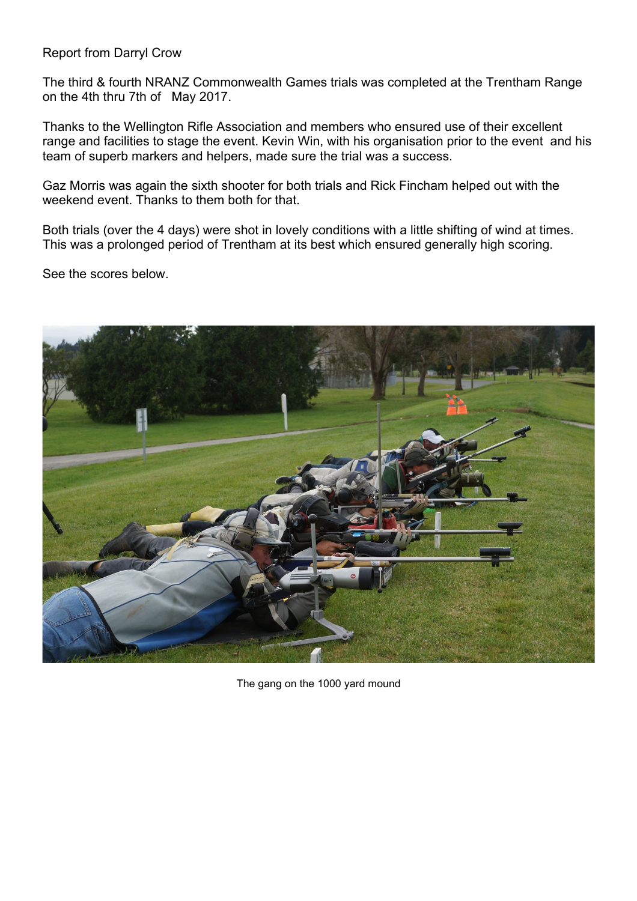Report from Darryl Crow

The third & fourth NRANZ Commonwealth Games trials was completed at the Trentham Range on the 4th thru 7th of May 2017.

Thanks to the Wellington Rifle Association and members who ensured use of their excellent range and facilities to stage the event. Kevin Win, with his organisation prior to the event and his team of superb markers and helpers, made sure the trial was a success.

Gaz Morris was again the sixth shooter for both trials and Rick Fincham helped out with the weekend event. Thanks to them both for that.

Both trials (over the 4 days) were shot in lovely conditions with a little shifting of wind at times. This was a prolonged period of Trentham at its best which ensured generally high scoring.

See the scores below.

The gang on the 1000 yard mound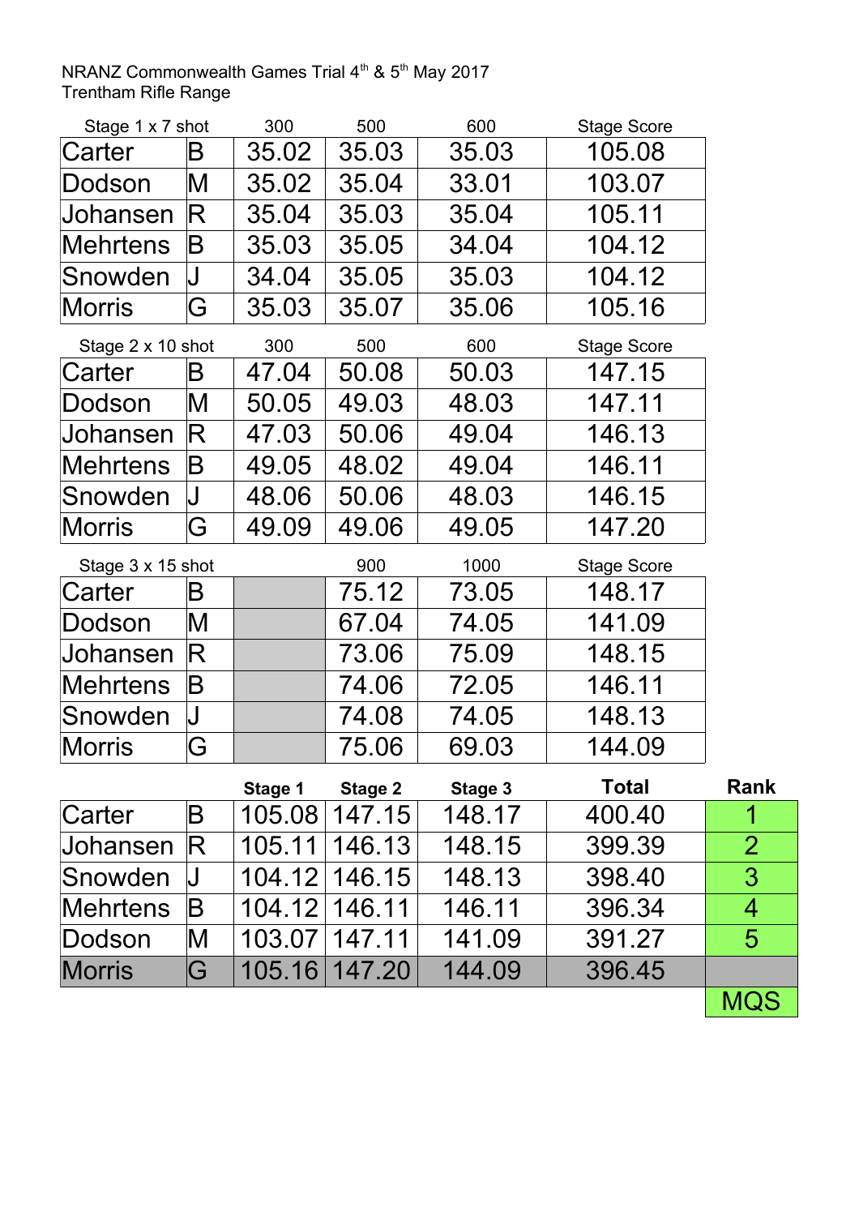NRANZ Commonwealth Games Trial 4th & 5th May 2017
Trentham Rifle Range

| Stage 1 x 7 shot | | 300 | 500 | 600 | Stage Score |
|---|---|---|---|---|---|
| Carter | B | 35.02 | 35.03 | 35.03 | 105.08 |
| Dodson | M | 35.02 | 35.04 | 33.01 | 103.07 |
| Johansen | R | 35.04 | 35.03 | 35.04 | 105.11 |
| Mehrtens | B | 35.03 | 35.05 | 34.04 | 104.12 |
| Snowden | J | 34.04 | 35.05 | 35.03 | 104.12 |
| Morris | G | 35.03 | 35.07 | 35.06 | 105.16 |

| Stage 2 x 10 shot | | 300 | 500 | 600 | Stage Score |
|---|---|---|---|---|---|
| Carter | B | 47.04 | 50.08 | 50.03 | 147.15 |
| Dodson | M | 50.05 | 49.03 | 48.03 | 147.11 |
| Johansen | R | 47.03 | 50.06 | 49.04 | 146.13 |
| Mehrtens | B | 49.05 | 48.02 | 49.04 | 146.11 |
| Snowden | J | 48.06 | 50.06 | 48.03 | 146.15 |
| Morris | G | 49.09 | 49.06 | 49.05 | 147.20 |

| Stage 3 x 15 shot | | | 900 | 1000 | Stage Score |
|---|---|---|---|---|---|
| Carter | B | | 75.12 | 73.05 | 148.17 |
| Dodson | M | | 67.04 | 74.05 | 141.09 |
| Johansen | R | | 73.06 | 75.09 | 148.15 |
| Mehrtens | B | | 74.06 | 72.05 | 146.11 |
| Snowden | J | | 74.08 | 74.05 | 148.13 |
| Morris | G | | 75.06 | 69.03 | 144.09 |

| | | **Stage 1** | **Stage 2** | **Stage 3** | **Total** | **Rank** |
|---|---|---|---|---|---|---|
| Carter | B | 105.08 | 147.15 | 148.17 | 400.40 | 1 |
| Johansen | R | 105.11 | 146.13 | 148.15 | 399.39 | 2 |
| Snowden | J | 104.12 | 146.15 | 148.13 | 398.40 | 3 |
| Mehrtens | B | 104.12 | 146.11 | 146.11 | 396.34 | 4 |
| Dodson | M | 103.07 | 147.11 | 141.09 | 391.27 | 5 |
| Morris | G | 105.16 | 147.20 | 144.09 | 396.45 | |
| | | | | | | MQS |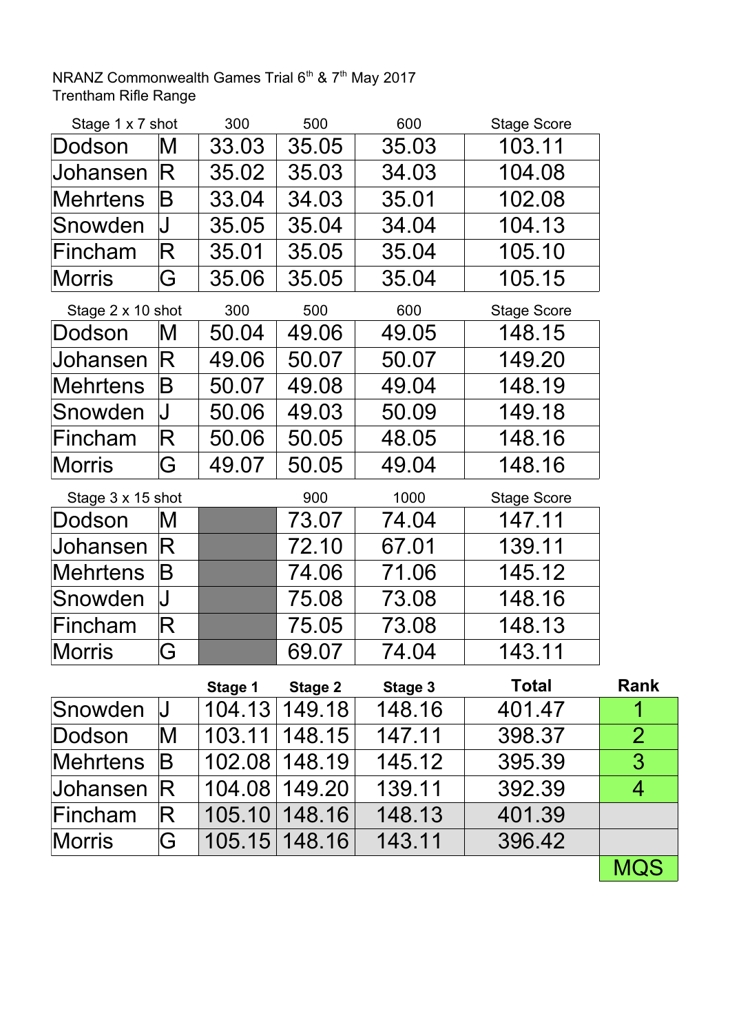NRANZ Commonwealth Games Trial 6th & 7th May 2017
Trentham Rifle Range

| Stage 1 x 7 shot | | 300 | 500 | 600 | Stage Score |
|---|---|---|---|---|---|
| Dodson | M | 33.03 | 35.05 | 35.03 | 103.11 |
| Johansen | R | 35.02 | 35.03 | 34.03 | 104.08 |
| Mehrtens | B | 33.04 | 34.03 | 35.01 | 102.08 |
| Snowden | J | 35.05 | 35.04 | 34.04 | 104.13 |
| Fincham | R | 35.01 | 35.05 | 35.04 | 105.10 |
| Morris | G | 35.06 | 35.05 | 35.04 | 105.15 |

| Stage 2 x 10 shot | | 300 | 500 | 600 | Stage Score |
|---|---|---|---|---|---|
| Dodson | M | 50.04 | 49.06 | 49.05 | 148.15 |
| Johansen | R | 49.06 | 50.07 | 50.07 | 149.20 |
| Mehrtens | B | 50.07 | 49.08 | 49.04 | 148.19 |
| Snowden | J | 50.06 | 49.03 | 50.09 | 149.18 |
| Fincham | R | 50.06 | 50.05 | 48.05 | 148.16 |
| Morris | G | 49.07 | 50.05 | 49.04 | 148.16 |

| Stage 3 x 15 shot | | | 900 | 1000 | Stage Score |
|---|---|---|---|---|---|
| Dodson | M | | 73.07 | 74.04 | 147.11 |
| Johansen | R | | 72.10 | 67.01 | 139.11 |
| Mehrtens | B | | 74.06 | 71.06 | 145.12 |
| Snowden | J | | 75.08 | 73.08 | 148.16 |
| Fincham | R | | 75.05 | 73.08 | 148.13 |
| Morris | G | | 69.07 | 74.04 | 143.11 |

| | | **Stage 1** | **Stage 2** | **Stage 3** | **Total** | **Rank** |
|---|---|---|---|---|---|---|
| Snowden | J | 104.13 | 149.18 | 148.16 | 401.47 | 1 |
| Dodson | M | 103.11 | 148.15 | 147.11 | 398.37 | 2 |
| Mehrtens | B | 102.08 | 148.19 | 145.12 | 395.39 | 3 |
| Johansen | R | 104.08 | 149.20 | 139.11 | 392.39 | 4 |
| Fincham | R | 105.10 | 148.16 | 148.13 | 401.39 | |
| Morris | G | 105.15 | 148.16 | 143.11 | 396.42 | |
| | | | | | | MQS |